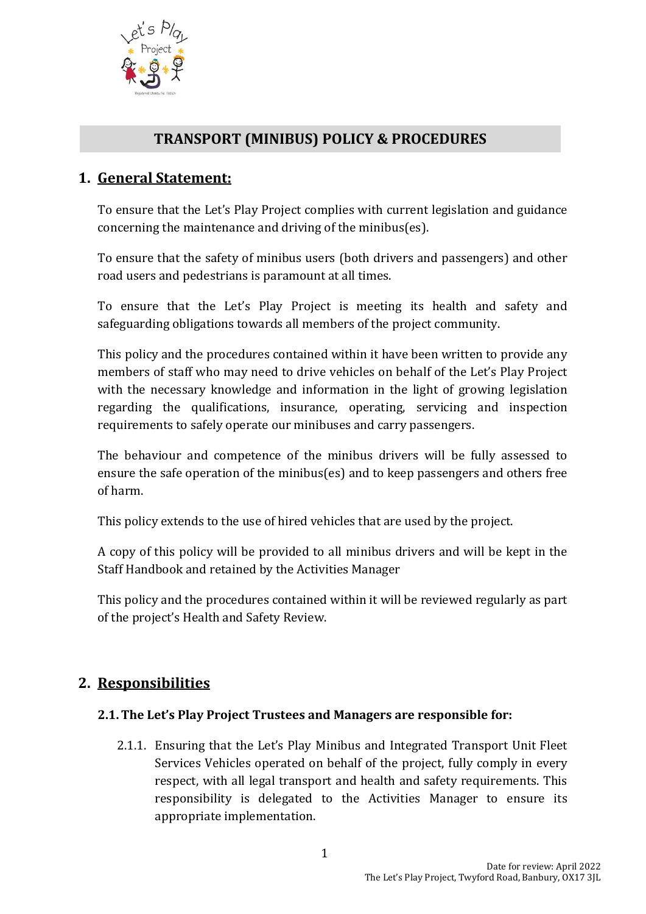# TRANSPORT (MINIBUS) POLICY & PROCEDURES

## 1. General Statement:

To ensure that the Let's Play Project complies with current legislation and guidance concerning the maintenance and driving of the minibus(es).

To ensure that the safety of minibus users (both drivers and passengers) and other road users and pedestrians is paramount at all times.

To ensure that the Let's Play Project is meeting its health and safety and safeguarding obligations towards all members of the project community.

This policy and the procedures contained within it have been written to provide any members of staff who may need to drive vehicles on behalf of the Let's Play Project with the necessary knowledge and information in the light of growing legislation regarding the qualifications, insurance, operating, servicing and inspection requirements to safely operate our minibuses and carry passengers.

The behaviour and competence of the minibus drivers will be fully assessed to ensure the safe operation of the minibus(es) and to keep passengers and others free of harm.

This policy extends to the use of hired vehicles that are used by the project.

A copy of this policy will be provided to all minibus drivers and will be kept in the Staff Handbook and retained by the Activities Manager

This policy and the procedures contained within it will be reviewed regularly as part of the project's Health and Safety Review.

## 2. Responsibilities

### 2.1. The Let's Play Project Trustees and Managers are responsible for:

2.1.1. Ensuring that the Let's Play Minibus and Integrated Transport Unit Fleet Services Vehicles operated on behalf of the project, fully comply in every respect, with all legal transport and health and safety requirements. This responsibility is delegated to the Activities Manager to ensure its appropriate implementation.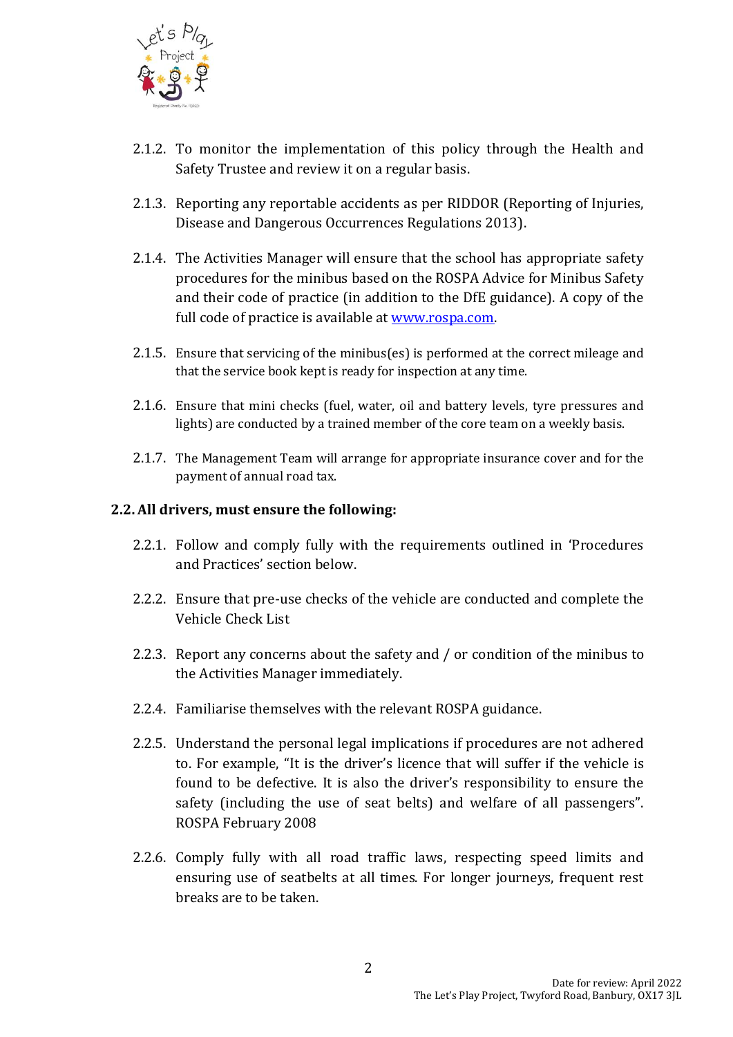2.1.2. To monitor the implementation of this policy through the Health and Safety Trustee and review it on a regular basis.

2.1.3. Reporting any reportable accidents as per RIDDOR (Reporting of Injuries, Disease and Dangerous Occurrences Regulations 2013).

2.1.4. The Activities Manager will ensure that the school has appropriate safety procedures for the minibus based on the ROSPA Advice for Minibus Safety and their code of practice (in addition to the DfE guidance). A copy of the full code of practice is available at [www.rospa.com](http://www.rospa.com).

2.1.5. Ensure that servicing of the minibus(es) is performed at the correct mileage and that the service book kept is ready for inspection at any time.

2.1.6. Ensure that mini checks (fuel, water, oil and battery levels, tyre pressures and lights) are conducted by a trained member of the core team on a weekly basis.

2.1.7. The Management Team will arrange for appropriate insurance cover and for the payment of annual road tax.

### 2.2. All drivers, must ensure the following:

2.2.1. Follow and comply fully with the requirements outlined in 'Procedures and Practices' section below.

2.2.2. Ensure that pre-use checks of the vehicle are conducted and complete the Vehicle Check List

2.2.3. Report any concerns about the safety and / or condition of the minibus to the Activities Manager immediately.

2.2.4. Familiarise themselves with the relevant ROSPA guidance.

2.2.5. Understand the personal legal implications if procedures are not adhered to. For example, "It is the driver's licence that will suffer if the vehicle is found to be defective. It is also the driver's responsibility to ensure the safety (including the use of seat belts) and welfare of all passengers". ROSPA February 2008

2.2.6. Comply fully with all road traffic laws, respecting speed limits and ensuring use of seatbelts at all times. For longer journeys, frequent rest breaks are to be taken.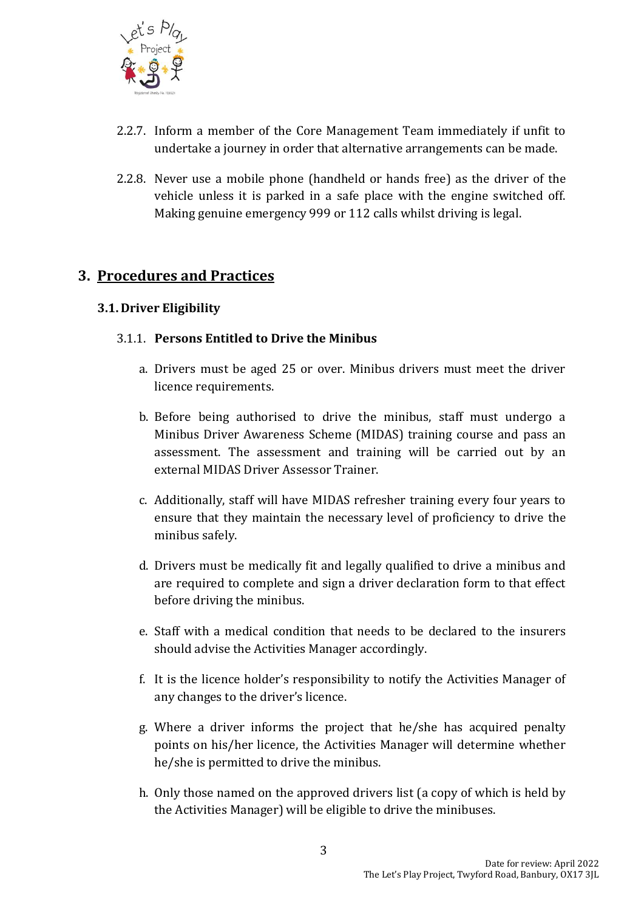2.2.7. Inform a member of the Core Management Team immediately if unfit to undertake a journey in order that alternative arrangements can be made.

2.2.8. Never use a mobile phone (handheld or hands free) as the driver of the vehicle unless it is parked in a safe place with the engine switched off. Making genuine emergency 999 or 112 calls whilst driving is legal.

## 3. Procedures and Practices

### 3.1. Driver Eligibility

#### 3.1.1. Persons Entitled to Drive the Minibus

a. Drivers must be aged 25 or over. Minibus drivers must meet the driver licence requirements.

b. Before being authorised to drive the minibus, staff must undergo a Minibus Driver Awareness Scheme (MIDAS) training course and pass an assessment. The assessment and training will be carried out by an external MIDAS Driver Assessor Trainer.

c. Additionally, staff will have MIDAS refresher training every four years to ensure that they maintain the necessary level of proficiency to drive the minibus safely.

d. Drivers must be medically fit and legally qualified to drive a minibus and are required to complete and sign a driver declaration form to that effect before driving the minibus.

e. Staff with a medical condition that needs to be declared to the insurers should advise the Activities Manager accordingly.

f. It is the licence holder's responsibility to notify the Activities Manager of any changes to the driver's licence.

g. Where a driver informs the project that he/she has acquired penalty points on his/her licence, the Activities Manager will determine whether he/she is permitted to drive the minibus.

h. Only those named on the approved drivers list (a copy of which is held by the Activities Manager) will be eligible to drive the minibuses.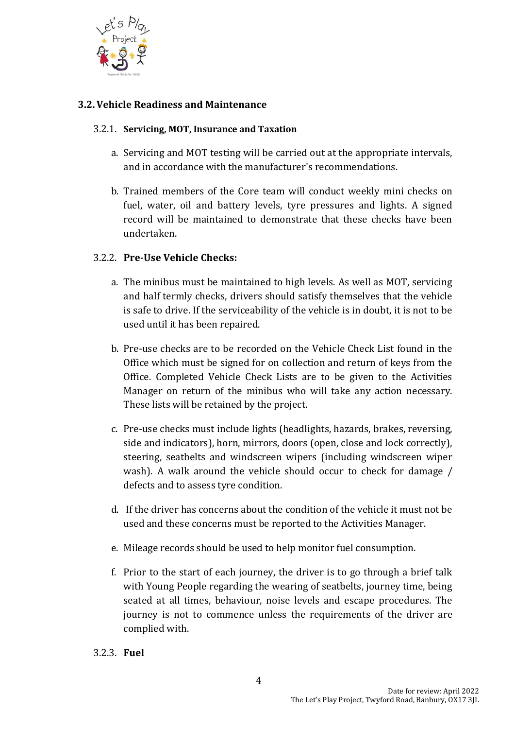### 3.2. Vehicle Readiness and Maintenance

#### 3.2.1. Servicing, MOT, Insurance and Taxation

a. Servicing and MOT testing will be carried out at the appropriate intervals, and in accordance with the manufacturer's recommendations.

b. Trained members of the Core team will conduct weekly mini checks on fuel, water, oil and battery levels, tyre pressures and lights. A signed record will be maintained to demonstrate that these checks have been undertaken.

#### 3.2.2. Pre-Use Vehicle Checks:

a. The minibus must be maintained to high levels. As well as MOT, servicing and half termly checks, drivers should satisfy themselves that the vehicle is safe to drive. If the serviceability of the vehicle is in doubt, it is not to be used until it has been repaired.

b. Pre-use checks are to be recorded on the Vehicle Check List found in the Office which must be signed for on collection and return of keys from the Office. Completed Vehicle Check Lists are to be given to the Activities Manager on return of the minibus who will take any action necessary. These lists will be retained by the project.

c. Pre-use checks must include lights (headlights, hazards, brakes, reversing, side and indicators), horn, mirrors, doors (open, close and lock correctly), steering, seatbelts and windscreen wipers (including windscreen wiper wash). A walk around the vehicle should occur to check for damage / defects and to assess tyre condition.

d. If the driver has concerns about the condition of the vehicle it must not be used and these concerns must be reported to the Activities Manager.

e. Mileage records should be used to help monitor fuel consumption.

f. Prior to the start of each journey, the driver is to go through a brief talk with Young People regarding the wearing of seatbelts, journey time, being seated at all times, behaviour, noise levels and escape procedures. The journey is not to commence unless the requirements of the driver are complied with.

#### 3.2.3. Fuel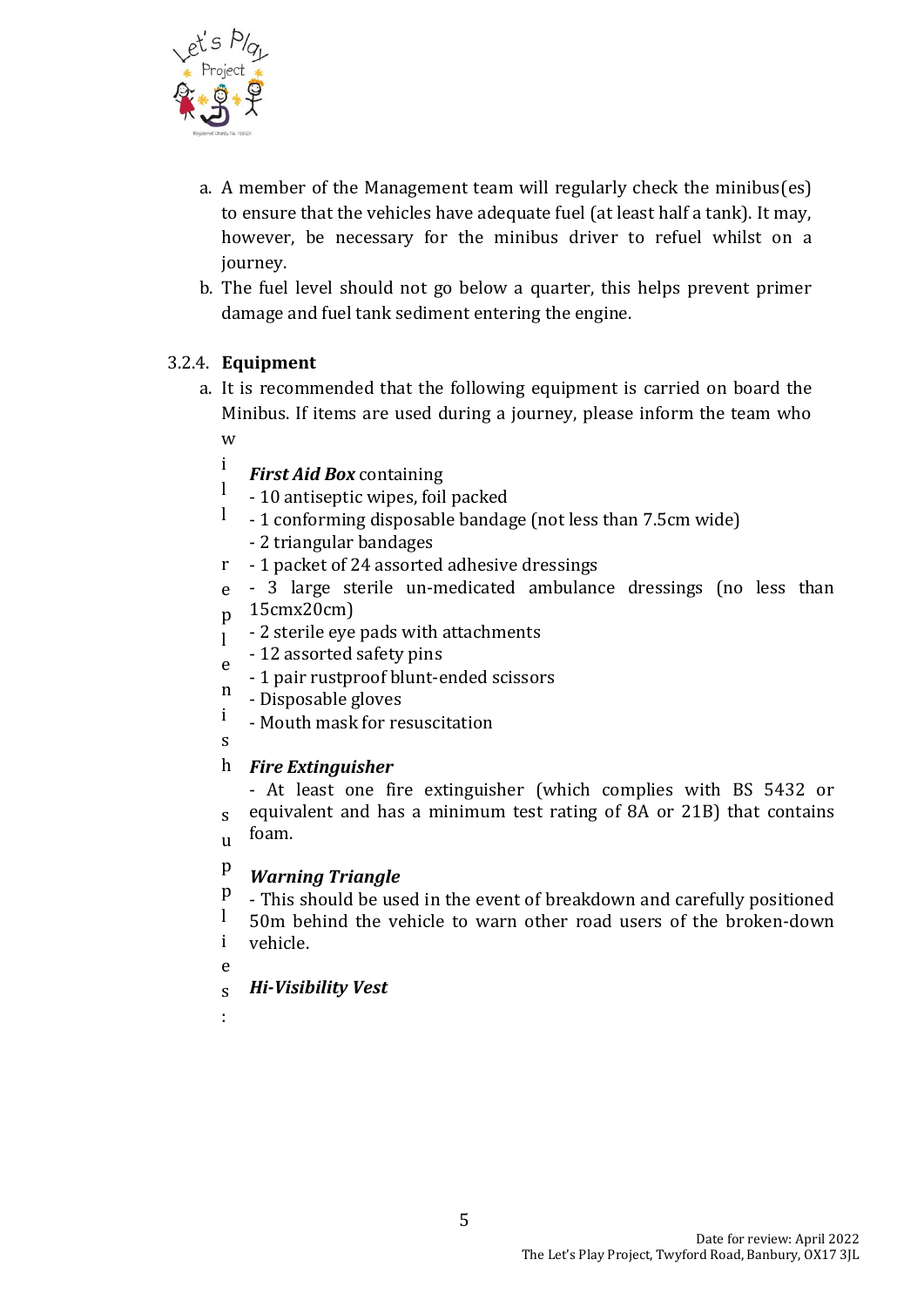a. A member of the Management team will regularly check the minibus(es) to ensure that the vehicles have adequate fuel (at least half a tank). It may, however, be necessary for the minibus driver to refuel whilst on a journey.
b. The fuel level should not go below a quarter, this helps prevent primer damage and fuel tank sediment entering the engine.

### 3.2.4. **Equipment**

a. It is recommended that the following equipment is carried on board the Minibus. If items are used during a journey, please inform the team who will replenish supplies:

***First Aid Box*** containing
- 10 antiseptic wipes, foil packed
- 1 conforming disposable bandage (not less than 7.5cm wide)
- 2 triangular bandages
- 1 packet of 24 assorted adhesive dressings
- 3 large sterile un-medicated ambulance dressings (no less than 15cmx20cm)
- 2 sterile eye pads with attachments
- 12 assorted safety pins
- 1 pair rustproof blunt-ended scissors
- Disposable gloves
- Mouth mask for resuscitation

***Fire Extinguisher***
- At least one fire extinguisher (which complies with BS 5432 or equivalent and has a minimum test rating of 8A or 21B) that contains foam.

***Warning Triangle***
- This should be used in the event of breakdown and carefully positioned 50m behind the vehicle to warn other road users of the broken-down vehicle.

***Hi-Visibility Vest***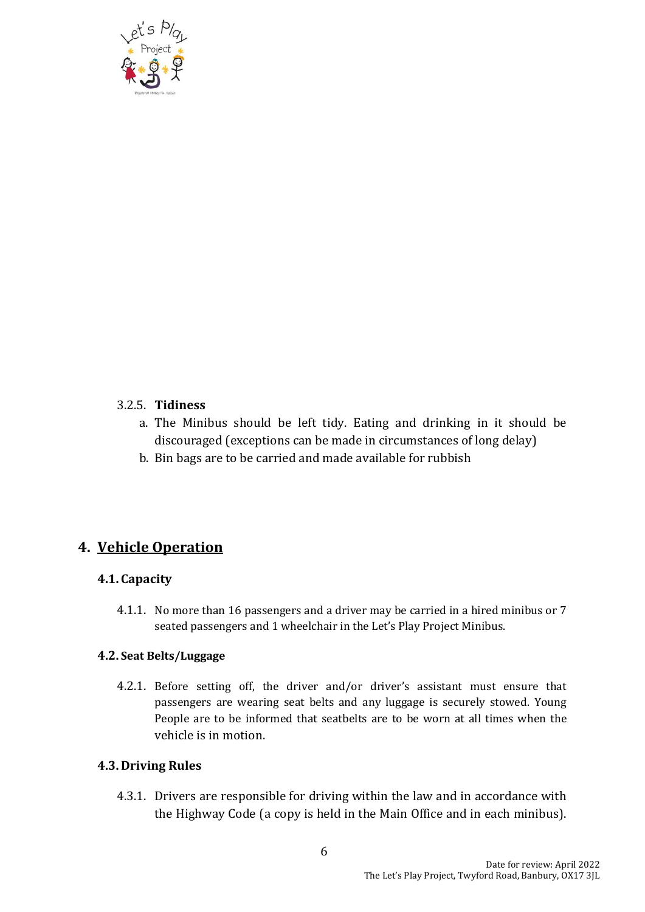#### 3.2.5. **Tidiness**

a. The Minibus should be left tidy. Eating and drinking in it should be discouraged (exceptions can be made in circumstances of long delay)
b. Bin bags are to be carried and made available for rubbish

## 4. Vehicle Operation

### 4.1. Capacity

4.1.1. No more than 16 passengers and a driver may be carried in a hired minibus or 7 seated passengers and 1 wheelchair in the Let's Play Project Minibus.

### 4.2. Seat Belts/Luggage

4.2.1. Before setting off, the driver and/or driver's assistant must ensure that passengers are wearing seat belts and any luggage is securely stowed. Young People are to be informed that seatbelts are to be worn at all times when the vehicle is in motion.

### 4.3. Driving Rules

4.3.1. Drivers are responsible for driving within the law and in accordance with the Highway Code (a copy is held in the Main Office and in each minibus).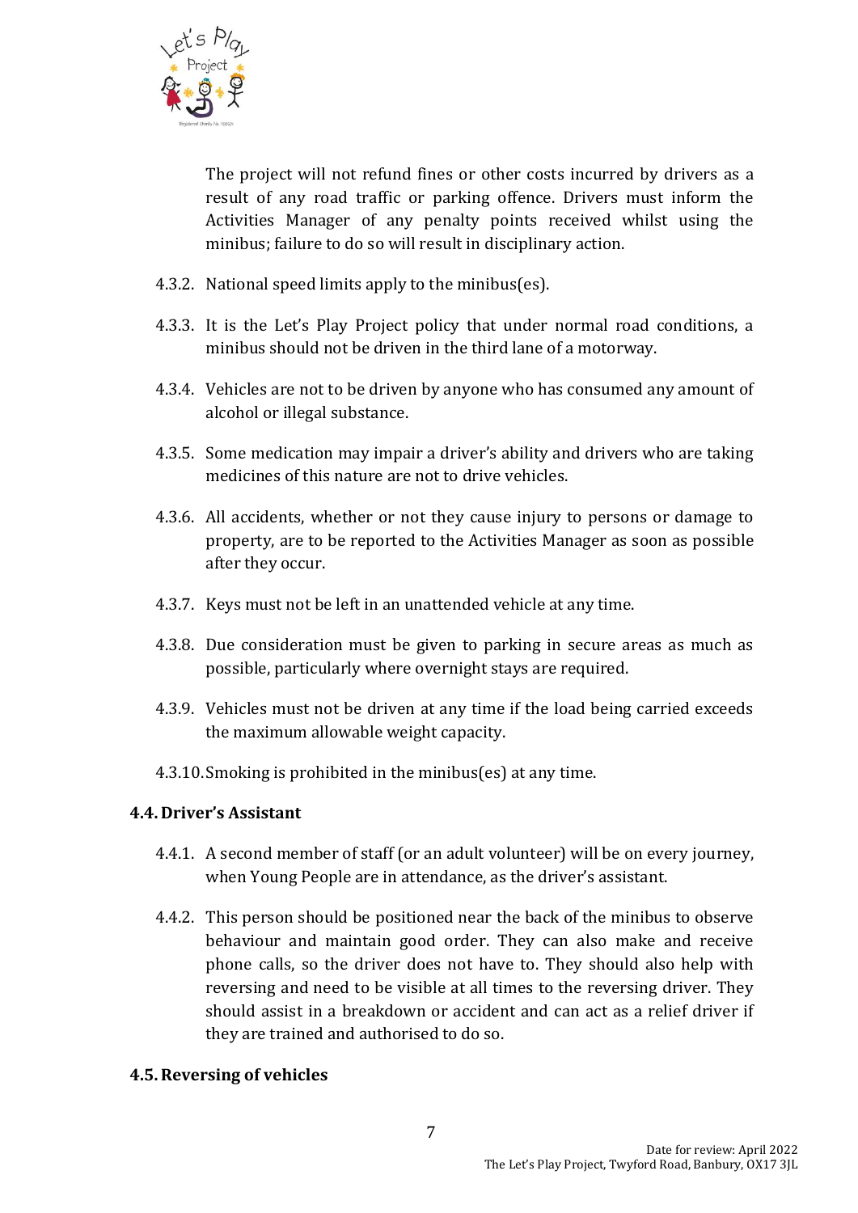The project will not refund fines or other costs incurred by drivers as a result of any road traffic or parking offence. Drivers must inform the Activities Manager of any penalty points received whilst using the minibus; failure to do so will result in disciplinary action.

4.3.2. National speed limits apply to the minibus(es).

4.3.3. It is the Let's Play Project policy that under normal road conditions, a minibus should not be driven in the third lane of a motorway.

4.3.4. Vehicles are not to be driven by anyone who has consumed any amount of alcohol or illegal substance.

4.3.5. Some medication may impair a driver's ability and drivers who are taking medicines of this nature are not to drive vehicles.

4.3.6. All accidents, whether or not they cause injury to persons or damage to property, are to be reported to the Activities Manager as soon as possible after they occur.

4.3.7. Keys must not be left in an unattended vehicle at any time.

4.3.8. Due consideration must be given to parking in secure areas as much as possible, particularly where overnight stays are required.

4.3.9. Vehicles must not be driven at any time if the load being carried exceeds the maximum allowable weight capacity.

4.3.10. Smoking is prohibited in the minibus(es) at any time.

### 4.4. Driver's Assistant

4.4.1. A second member of staff (or an adult volunteer) will be on every journey, when Young People are in attendance, as the driver's assistant.

4.4.2. This person should be positioned near the back of the minibus to observe behaviour and maintain good order. They can also make and receive phone calls, so the driver does not have to. They should also help with reversing and need to be visible at all times to the reversing driver. They should assist in a breakdown or accident and can act as a relief driver if they are trained and authorised to do so.

### 4.5. Reversing of vehicles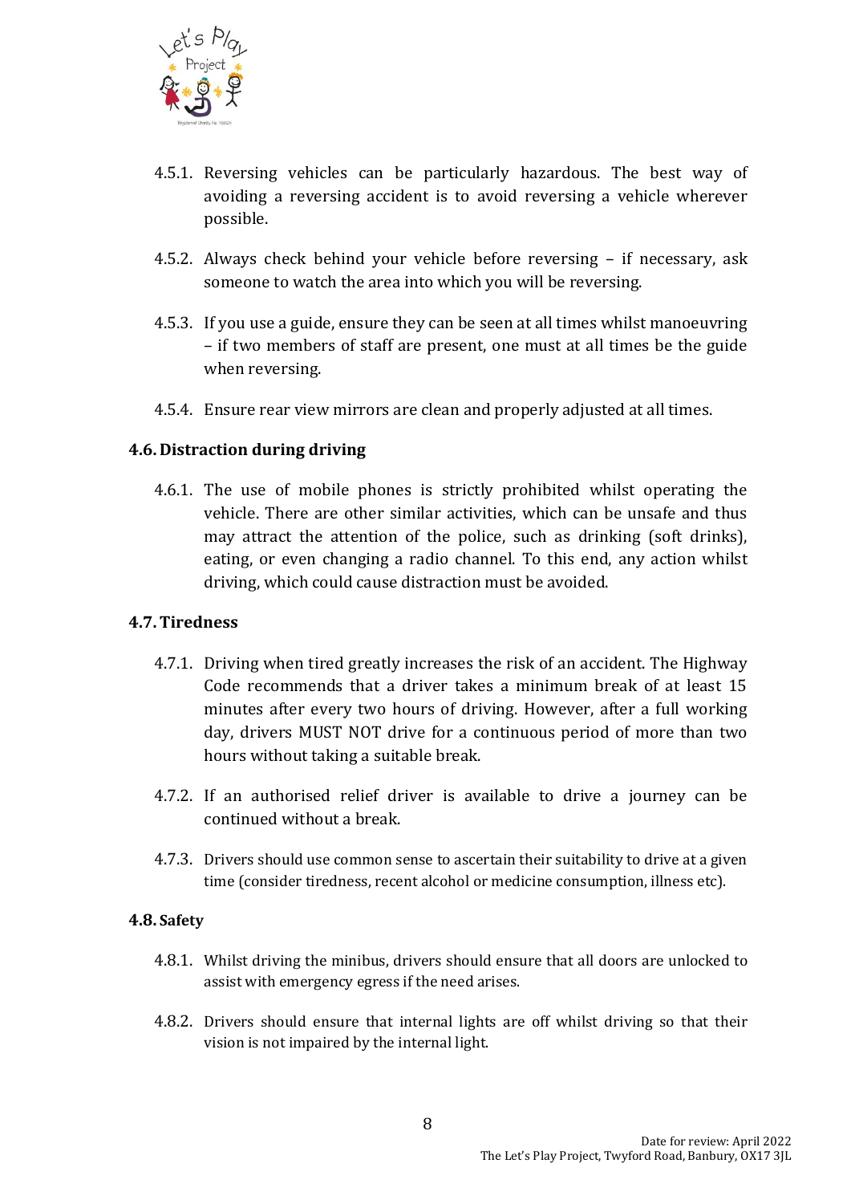4.5.1. Reversing vehicles can be particularly hazardous. The best way of avoiding a reversing accident is to avoid reversing a vehicle wherever possible.

4.5.2. Always check behind your vehicle before reversing – if necessary, ask someone to watch the area into which you will be reversing.

4.5.3. If you use a guide, ensure they can be seen at all times whilst manoeuvring – if two members of staff are present, one must at all times be the guide when reversing.

4.5.4. Ensure rear view mirrors are clean and properly adjusted at all times.

### 4.6. Distraction during driving

4.6.1. The use of mobile phones is strictly prohibited whilst operating the vehicle. There are other similar activities, which can be unsafe and thus may attract the attention of the police, such as drinking (soft drinks), eating, or even changing a radio channel. To this end, any action whilst driving, which could cause distraction must be avoided.

### 4.7. Tiredness

4.7.1. Driving when tired greatly increases the risk of an accident. The Highway Code recommends that a driver takes a minimum break of at least 15 minutes after every two hours of driving. However, after a full working day, drivers MUST NOT drive for a continuous period of more than two hours without taking a suitable break.

4.7.2. If an authorised relief driver is available to drive a journey can be continued without a break.

4.7.3. Drivers should use common sense to ascertain their suitability to drive at a given time (consider tiredness, recent alcohol or medicine consumption, illness etc).

### 4.8. Safety

4.8.1. Whilst driving the minibus, drivers should ensure that all doors are unlocked to assist with emergency egress if the need arises.

4.8.2. Drivers should ensure that internal lights are off whilst driving so that their vision is not impaired by the internal light.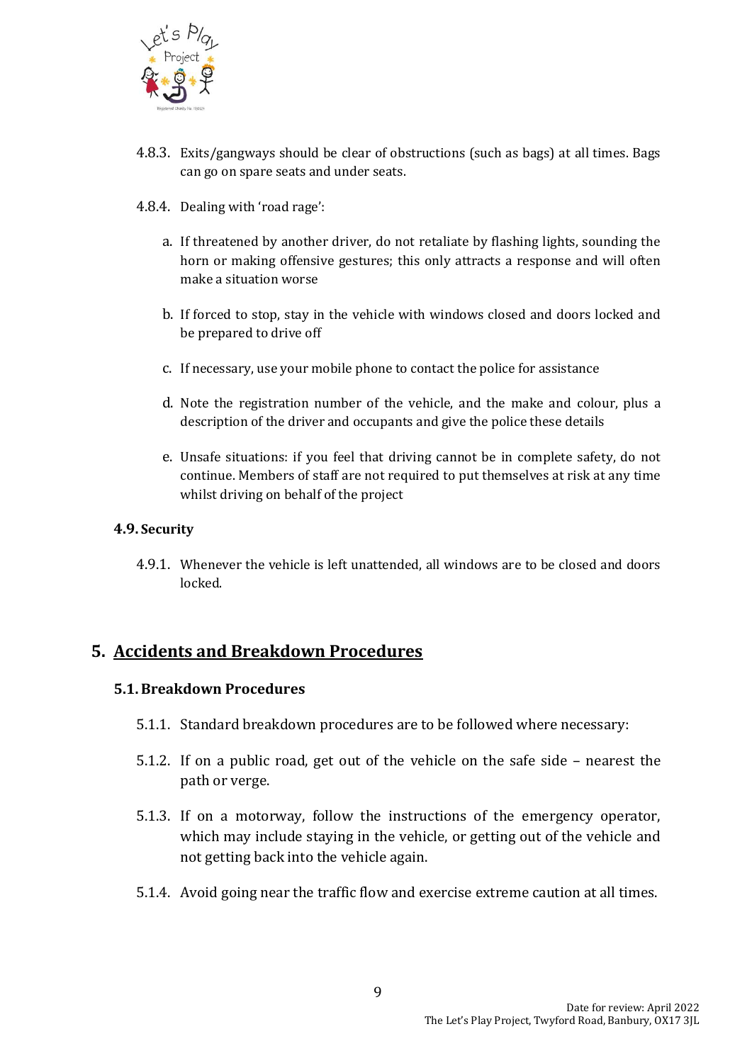4.8.3. Exits/gangways should be clear of obstructions (such as bags) at all times. Bags can go on spare seats and under seats.

4.8.4. Dealing with 'road rage':

a. If threatened by another driver, do not retaliate by flashing lights, sounding the horn or making offensive gestures; this only attracts a response and will often make a situation worse

b. If forced to stop, stay in the vehicle with windows closed and doors locked and be prepared to drive off

c. If necessary, use your mobile phone to contact the police for assistance

d. Note the registration number of the vehicle, and the make and colour, plus a description of the driver and occupants and give the police these details

e. Unsafe situations: if you feel that driving cannot be in complete safety, do not continue. Members of staff are not required to put themselves at risk at any time whilst driving on behalf of the project

### 4.9. Security

4.9.1. Whenever the vehicle is left unattended, all windows are to be closed and doors locked.

## 5. Accidents and Breakdown Procedures

### 5.1. Breakdown Procedures

5.1.1. Standard breakdown procedures are to be followed where necessary:

5.1.2. If on a public road, get out of the vehicle on the safe side – nearest the path or verge.

5.1.3. If on a motorway, follow the instructions of the emergency operator, which may include staying in the vehicle, or getting out of the vehicle and not getting back into the vehicle again.

5.1.4. Avoid going near the traffic flow and exercise extreme caution at all times.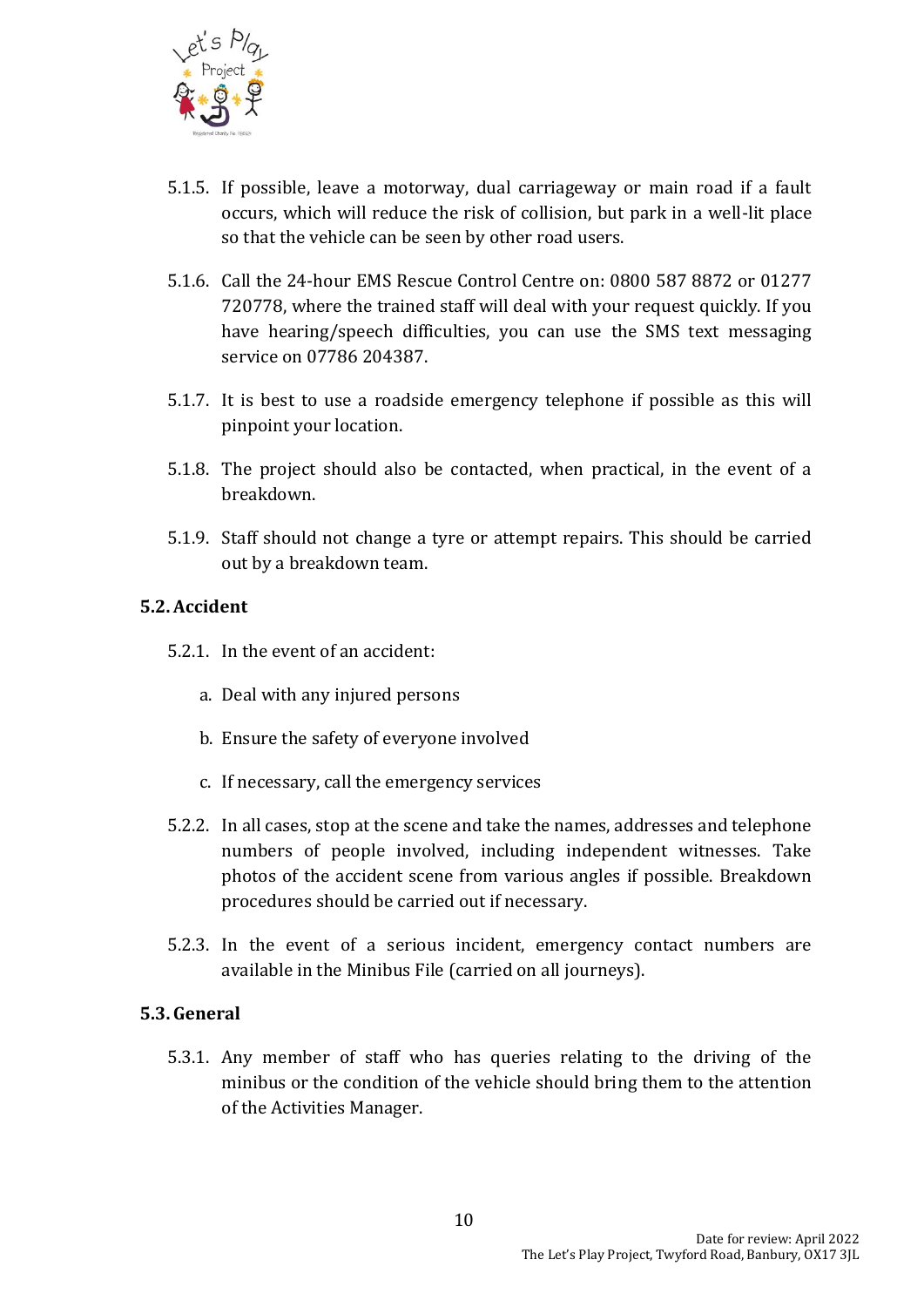5.1.5. If possible, leave a motorway, dual carriageway or main road if a fault occurs, which will reduce the risk of collision, but park in a well-lit place so that the vehicle can be seen by other road users.

5.1.6. Call the 24-hour EMS Rescue Control Centre on: 0800 587 8872 or 01277 720778, where the trained staff will deal with your request quickly. If you have hearing/speech difficulties, you can use the SMS text messaging service on 07786 204387.

5.1.7. It is best to use a roadside emergency telephone if possible as this will pinpoint your location.

5.1.8. The project should also be contacted, when practical, in the event of a breakdown.

5.1.9. Staff should not change a tyre or attempt repairs. This should be carried out by a breakdown team.

### 5.2. Accident

5.2.1. In the event of an accident:

a. Deal with any injured persons

b. Ensure the safety of everyone involved

c. If necessary, call the emergency services

5.2.2. In all cases, stop at the scene and take the names, addresses and telephone numbers of people involved, including independent witnesses. Take photos of the accident scene from various angles if possible. Breakdown procedures should be carried out if necessary.

5.2.3. In the event of a serious incident, emergency contact numbers are available in the Minibus File (carried on all journeys).

### 5.3. General

5.3.1. Any member of staff who has queries relating to the driving of the minibus or the condition of the vehicle should bring them to the attention of the Activities Manager.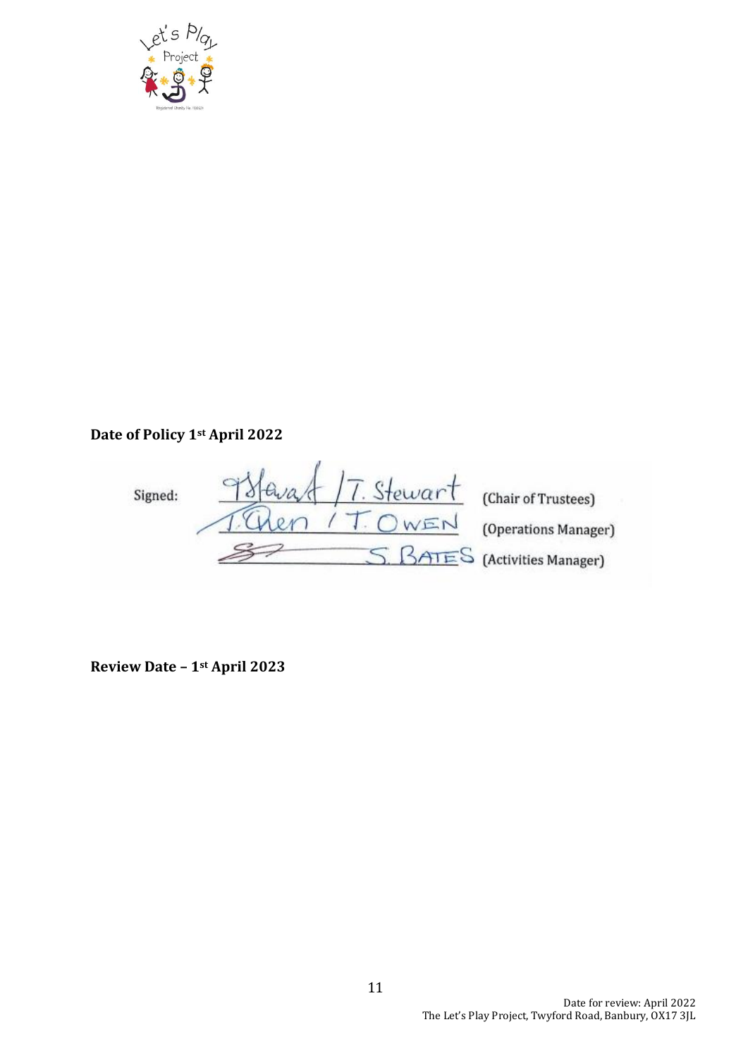**Date of Policy 1st April 2022**

Signed: T. Stewart (Chair of Trustees)

T. Owen (Operations Manager)

S. Bates (Activities Manager)

**Review Date – 1st April 2023**

Date for review: April 2022
The Let's Play Project, Twyford Road, Banbury, OX17 3JL